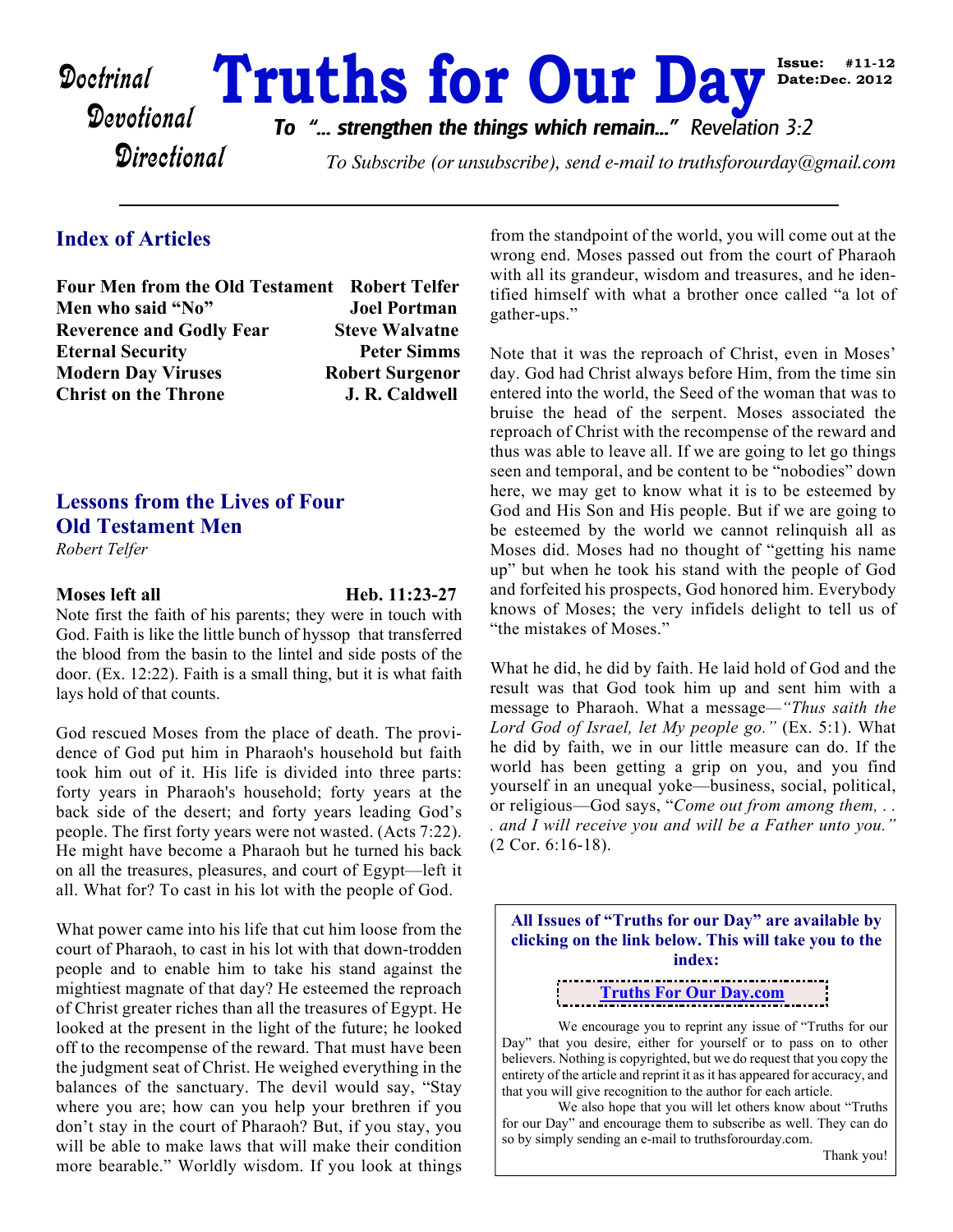Doctrinal
Devotional
Directional

# Truths for Our Day

**Issue: #11-12**
**Date:Dec. 2012**

*To "... strengthen the things which remain..." Revelation 3:2*

*To Subscribe (or unsubscribe), send e-mail to truthsforourday@gmail.com*

---

## Index of Articles

| | |
|---|---|
| **Four Men from the Old Testament** | **Robert Telfer** |
| **Men who said "No"** | **Joel Portman** |
| **Reverence and Godly Fear** | **Steve Walvatne** |
| **Eternal Security** | **Peter Simms** |
| **Modern Day Viruses** | **Robert Surgenor** |
| **Christ on the Throne** | **J. R. Caldwell** |

## Lessons from the Lives of Four Old Testament Men

*Robert Telfer*

### Moses left all — Heb. 11:23-27

Note first the faith of his parents; they were in touch with God. Faith is like the little bunch of hyssop that transferred the blood from the basin to the lintel and side posts of the door. (Ex. 12:22). Faith is a small thing, but it is what faith lays hold of that counts.

God rescued Moses from the place of death. The providence of God put him in Pharaoh's household but faith took him out of it. His life is divided into three parts: forty years in Pharaoh's household; forty years at the back side of the desert; and forty years leading God's people. The first forty years were not wasted. (Acts 7:22). He might have become a Pharaoh but he turned his back on all the treasures, pleasures, and court of Egypt—left it all. What for? To cast in his lot with the people of God.

What power came into his life that cut him loose from the court of Pharaoh, to cast in his lot with that down-trodden people and to enable him to take his stand against the mightiest magnate of that day? He esteemed the reproach of Christ greater riches than all the treasures of Egypt. He looked at the present in the light of the future; he looked off to the recompense of the reward. That must have been the judgment seat of Christ. He weighed everything in the balances of the sanctuary. The devil would say, "Stay where you are; how can you help your brethren if you don't stay in the court of Pharaoh? But, if you stay, you will be able to make laws that will make their condition more bearable." Worldly wisdom. If you look at things from the standpoint of the world, you will come out at the wrong end. Moses passed out from the court of Pharaoh with all its grandeur, wisdom and treasures, and he identified himself with what a brother once called "a lot of gather-ups."

Note that it was the reproach of Christ, even in Moses' day. God had Christ always before Him, from the time sin entered into the world, the Seed of the woman that was to bruise the head of the serpent. Moses associated the reproach of Christ with the recompense of the reward and thus was able to leave all. If we are going to let go things seen and temporal, and be content to be "nobodies" down here, we may get to know what it is to be esteemed by God and His Son and His people. But if we are going to be esteemed by the world we cannot relinquish all as Moses did. Moses had no thought of "getting his name up" but when he took his stand with the people of God and forfeited his prospects, God honored him. Everybody knows of Moses; the very infidels delight to tell us of "the mistakes of Moses."

What he did, he did by faith. He laid hold of God and the result was that God took him up and sent him with a message to Pharaoh. What a message—*"Thus saith the Lord God of Israel, let My people go."* (Ex. 5:1). What he did by faith, we in our little measure can do. If the world has been getting a grip on you, and you find yourself in an unequal yoke—business, social, political, or religious—God says, "*Come out from among them, . . . and I will receive you and will be a Father unto you."* (2 Cor. 6:16-18).

---

**All Issues of "Truths for our Day" are available by clicking on the link below. This will take you to the index:**

**Truths For Our Day.com**

We encourage you to reprint any issue of "Truths for our Day" that you desire, either for yourself or to pass on to other believers. Nothing is copyrighted, but we do request that you copy the entirety of the article and reprint it as it has appeared for accuracy, and that you will give recognition to the author for each article.

We also hope that you will let others know about "Truths for our Day" and encourage them to subscribe as well. They can do so by simply sending an e-mail to truthsforourday.com.

Thank you!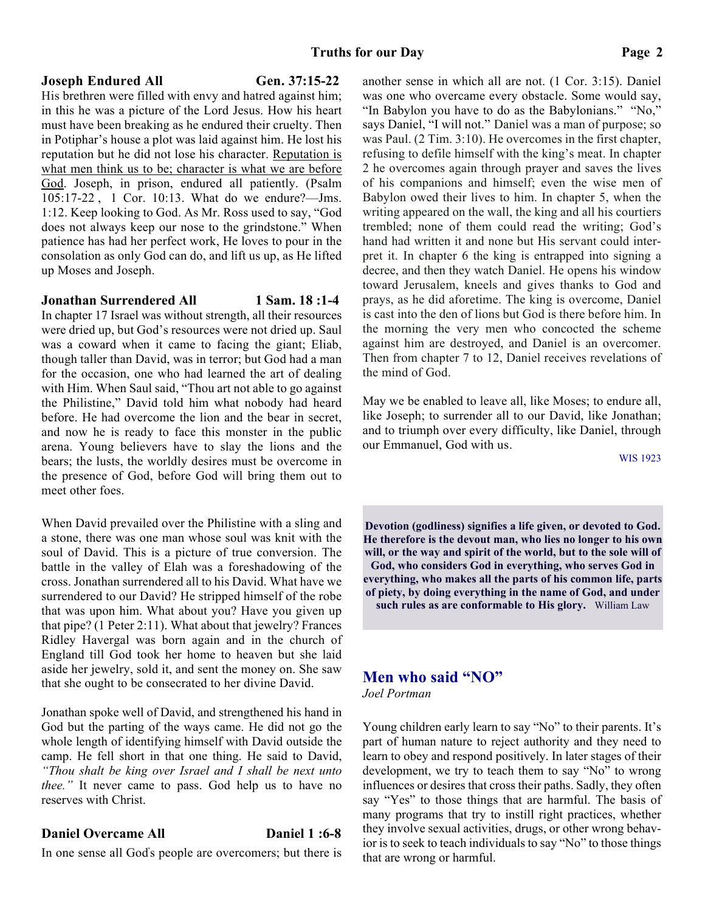### Joseph Endured All — Gen. 37:15-22

His brethren were filled with envy and hatred against him; in this he was a picture of the Lord Jesus. How his heart must have been breaking as he endured their cruelty. Then in Potiphar's house a plot was laid against him. He lost his reputation but he did not lose his character. Reputation is what men think us to be; character is what we are before God. Joseph, in prison, endured all patiently. (Psalm 105:17-22 , 1 Cor. 10:13. What do we endure?—Jms. 1:12. Keep looking to God. As Mr. Ross used to say, "God does not always keep our nose to the grindstone." When patience has had her perfect work, He loves to pour in the consolation as only God can do, and lift us up, as He lifted up Moses and Joseph.

### Jonathan Surrendered All — 1 Sam. 18 :1-4

In chapter 17 Israel was without strength, all their resources were dried up, but God's resources were not dried up. Saul was a coward when it came to facing the giant; Eliab, though taller than David, was in terror; but God had a man for the occasion, one who had learned the art of dealing with Him. When Saul said, "Thou art not able to go against the Philistine," David told him what nobody had heard before. He had overcome the lion and the bear in secret, and now he is ready to face this monster in the public arena. Young believers have to slay the lions and the bears; the lusts, the worldly desires must be overcome in the presence of God, before God will bring them out to meet other foes.

When David prevailed over the Philistine with a sling and a stone, there was one man whose soul was knit with the soul of David. This is a picture of true conversion. The battle in the valley of Elah was a foreshadowing of the cross. Jonathan surrendered all to his David. What have we surrendered to our David? He stripped himself of the robe that was upon him. What about you? Have you given up that pipe? (1 Peter 2:11). What about that jewelry? Frances Ridley Havergal was born again and in the church of England till God took her home to heaven but she laid aside her jewelry, sold it, and sent the money on. She saw that she ought to be consecrated to her divine David.

Jonathan spoke well of David, and strengthened his hand in God but the parting of the ways came. He did not go the whole length of identifying himself with David outside the camp. He fell short in that one thing. He said to David, *"Thou shalt be king over Israel and I shall be next unto thee."* It never came to pass. God help us to have no reserves with Christ.

### Daniel Overcame All — Daniel 1 :6-8

In one sense all God's people are overcomers; but there is another sense in which all are not. (1 Cor. 3:15). Daniel was one who overcame every obstacle. Some would say, "In Babylon you have to do as the Babylonians." "No," says Daniel, "I will not." Daniel was a man of purpose; so was Paul. (2 Tim. 3:10). He overcomes in the first chapter, refusing to defile himself with the king's meat. In chapter 2 he overcomes again through prayer and saves the lives of his companions and himself; even the wise men of Babylon owed their lives to him. In chapter 5, when the writing appeared on the wall, the king and all his courtiers trembled; none of them could read the writing; God's hand had written it and none but His servant could interpret it. In chapter 6 the king is entrapped into signing a decree, and then they watch Daniel. He opens his window toward Jerusalem, kneels and gives thanks to God and prays, as he did aforetime. The king is overcome, Daniel is cast into the den of lions but God is there before him. In the morning the very men who concocted the scheme against him are destroyed, and Daniel is an overcomer. Then from chapter 7 to 12, Daniel receives revelations of the mind of God.

May we be enabled to leave all, like Moses; to endure all, like Joseph; to surrender all to our David, like Jonathan; and to triumph over every difficulty, like Daniel, through our Emmanuel, God with us.

WIS 1923

**Devotion (godliness) signifies a life given, or devoted to God. He therefore is the devout man, who lies no longer to his own will, or the way and spirit of the world, but to the sole will of God, who considers God in everything, who serves God in everything, who makes all the parts of his common life, parts of piety, by doing everything in the name of God, and under such rules as are conformable to His glory.** William Law

## Men who said "NO"

*Joel Portman*

Young children early learn to say "No" to their parents. It's part of human nature to reject authority and they need to learn to obey and respond positively. In later stages of their development, we try to teach them to say "No" to wrong influences or desires that cross their paths. Sadly, they often say "Yes" to those things that are harmful. The basis of many programs that try to instill right practices, whether they involve sexual activities, drugs, or other wrong behavior is to seek to teach individuals to say "No" to those things that are wrong or harmful.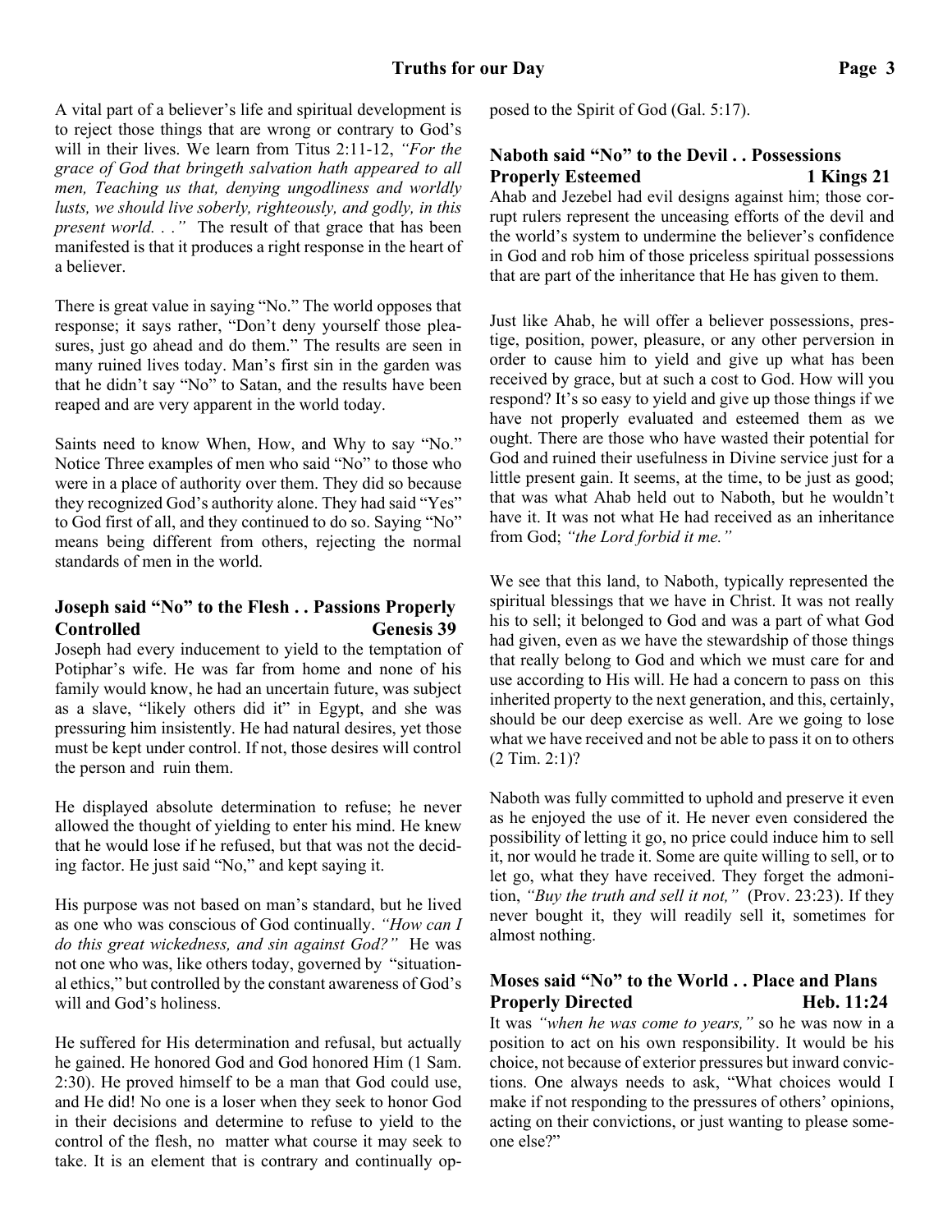A vital part of a believer's life and spiritual development is to reject those things that are wrong or contrary to God's will in their lives. We learn from Titus 2:11-12, *"For the grace of God that bringeth salvation hath appeared to all men, Teaching us that, denying ungodliness and worldly lusts, we should live soberly, righteously, and godly, in this present world. . ."* The result of that grace that has been manifested is that it produces a right response in the heart of a believer.

There is great value in saying "No." The world opposes that response; it says rather, "Don't deny yourself those pleasures, just go ahead and do them." The results are seen in many ruined lives today. Man's first sin in the garden was that he didn't say "No" to Satan, and the results have been reaped and are very apparent in the world today.

Saints need to know When, How, and Why to say "No." Notice Three examples of men who said "No" to those who were in a place of authority over them. They did so because they recognized God's authority alone. They had said "Yes" to God first of all, and they continued to do so. Saying "No" means being different from others, rejecting the normal standards of men in the world.

### Joseph said "No" to the Flesh . . Passions Properly Controlled — Genesis 39

Joseph had every inducement to yield to the temptation of Potiphar's wife. He was far from home and none of his family would know, he had an uncertain future, was subject as a slave, "likely others did it" in Egypt, and she was pressuring him insistently. He had natural desires, yet those must be kept under control. If not, those desires will control the person and ruin them.

He displayed absolute determination to refuse; he never allowed the thought of yielding to enter his mind. He knew that he would lose if he refused, but that was not the deciding factor. He just said "No," and kept saying it.

His purpose was not based on man's standard, but he lived as one who was conscious of God continually. *"How can I do this great wickedness, and sin against God?"* He was not one who was, like others today, governed by "situational ethics," but controlled by the constant awareness of God's will and God's holiness.

He suffered for His determination and refusal, but actually he gained. He honored God and God honored Him (1 Sam. 2:30). He proved himself to be a man that God could use, and He did! No one is a loser when they seek to honor God in their decisions and determine to refuse to yield to the control of the flesh, no matter what course it may seek to take. It is an element that is contrary and continually opposed to the Spirit of God (Gal. 5:17).

### Naboth said "No" to the Devil . . Possessions Properly Esteemed — 1 Kings 21

Ahab and Jezebel had evil designs against him; those corrupt rulers represent the unceasing efforts of the devil and the world's system to undermine the believer's confidence in God and rob him of those priceless spiritual possessions that are part of the inheritance that He has given to them.

Just like Ahab, he will offer a believer possessions, prestige, position, power, pleasure, or any other perversion in order to cause him to yield and give up what has been received by grace, but at such a cost to God. How will you respond? It's so easy to yield and give up those things if we have not properly evaluated and esteemed them as we ought. There are those who have wasted their potential for God and ruined their usefulness in Divine service just for a little present gain. It seems, at the time, to be just as good; that was what Ahab held out to Naboth, but he wouldn't have it. It was not what He had received as an inheritance from God; *"the Lord forbid it me."*

We see that this land, to Naboth, typically represented the spiritual blessings that we have in Christ. It was not really his to sell; it belonged to God and was a part of what God had given, even as we have the stewardship of those things that really belong to God and which we must care for and use according to His will. He had a concern to pass on this inherited property to the next generation, and this, certainly, should be our deep exercise as well. Are we going to lose what we have received and not be able to pass it on to others (2 Tim. 2:1)?

Naboth was fully committed to uphold and preserve it even as he enjoyed the use of it. He never even considered the possibility of letting it go, no price could induce him to sell it, nor would he trade it. Some are quite willing to sell, or to let go, what they have received. They forget the admonition, *"Buy the truth and sell it not,"* (Prov. 23:23). If they never bought it, they will readily sell it, sometimes for almost nothing.

### Moses said "No" to the World . . Place and Plans Properly Directed — Heb. 11:24

It was *"when he was come to years,"* so he was now in a position to act on his own responsibility. It would be his choice, not because of exterior pressures but inward convictions. One always needs to ask, "What choices would I make if not responding to the pressures of others' opinions, acting on their convictions, or just wanting to please someone else?"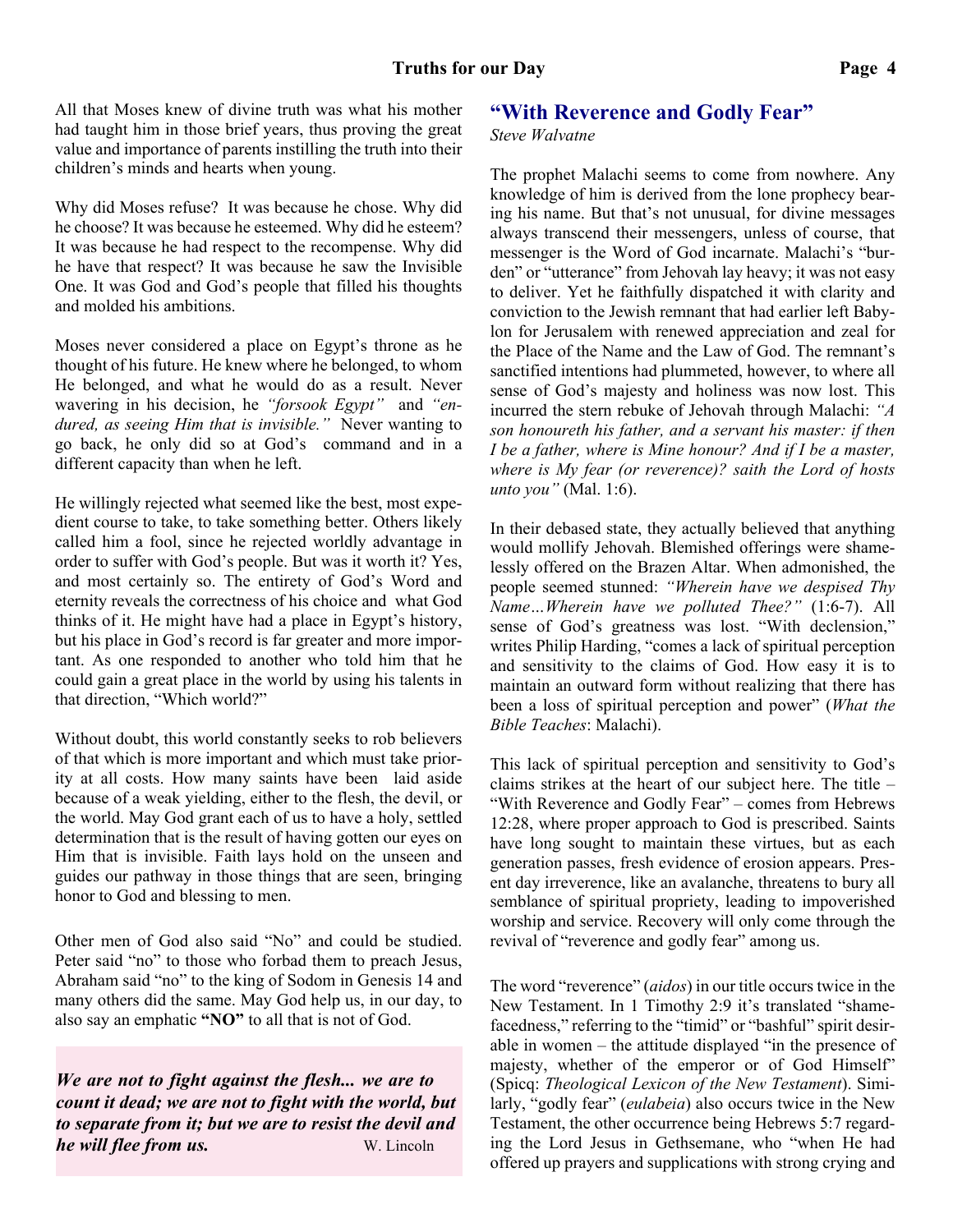All that Moses knew of divine truth was what his mother had taught him in those brief years, thus proving the great value and importance of parents instilling the truth into their children's minds and hearts when young.

Why did Moses refuse? It was because he chose. Why did he choose? It was because he esteemed. Why did he esteem? It was because he had respect to the recompense. Why did he have that respect? It was because he saw the Invisible One. It was God and God's people that filled his thoughts and molded his ambitions.

Moses never considered a place on Egypt's throne as he thought of his future. He knew where he belonged, to whom He belonged, and what he would do as a result. Never wavering in his decision, he *"forsook Egypt"* and *"endured, as seeing Him that is invisible."* Never wanting to go back, he only did so at God's command and in a different capacity than when he left.

He willingly rejected what seemed like the best, most expedient course to take, to take something better. Others likely called him a fool, since he rejected worldly advantage in order to suffer with God's people. But was it worth it? Yes, and most certainly so. The entirety of God's Word and eternity reveals the correctness of his choice and what God thinks of it. He might have had a place in Egypt's history, but his place in God's record is far greater and more important. As one responded to another who told him that he could gain a great place in the world by using his talents in that direction, "Which world?"

Without doubt, this world constantly seeks to rob believers of that which is more important and which must take priority at all costs. How many saints have been laid aside because of a weak yielding, either to the flesh, the devil, or the world. May God grant each of us to have a holy, settled determination that is the result of having gotten our eyes on Him that is invisible. Faith lays hold on the unseen and guides our pathway in those things that are seen, bringing honor to God and blessing to men.

Other men of God also said "No" and could be studied. Peter said "no" to those who forbad them to preach Jesus, Abraham said "no" to the king of Sodom in Genesis 14 and many others did the same. May God help us, in our day, to also say an emphatic **"NO"** to all that is not of God.

***We are not to fight against the flesh... we are to count it dead; we are not to fight with the world, but to separate from it; but we are to resist the devil and he will flee from us.*** W. Lincoln

## "With Reverence and Godly Fear"

*Steve Walvatne*

The prophet Malachi seems to come from nowhere. Any knowledge of him is derived from the lone prophecy bearing his name. But that's not unusual, for divine messages always transcend their messengers, unless of course, that messenger is the Word of God incarnate. Malachi's "burden" or "utterance" from Jehovah lay heavy; it was not easy to deliver. Yet he faithfully dispatched it with clarity and conviction to the Jewish remnant that had earlier left Babylon for Jerusalem with renewed appreciation and zeal for the Place of the Name and the Law of God. The remnant's sanctified intentions had plummeted, however, to where all sense of God's majesty and holiness was now lost. This incurred the stern rebuke of Jehovah through Malachi: *"A son honoureth his father, and a servant his master: if then I be a father, where is Mine honour? And if I be a master, where is My fear (or reverence)? saith the Lord of hosts unto you"* (Mal. 1:6).

In their debased state, they actually believed that anything would mollify Jehovah. Blemished offerings were shamelessly offered on the Brazen Altar. When admonished, the people seemed stunned: *"Wherein have we despised Thy Name…Wherein have we polluted Thee?"* (1:6-7). All sense of God's greatness was lost. "With declension," writes Philip Harding, "comes a lack of spiritual perception and sensitivity to the claims of God. How easy it is to maintain an outward form without realizing that there has been a loss of spiritual perception and power" (*What the Bible Teaches*: Malachi).

This lack of spiritual perception and sensitivity to God's claims strikes at the heart of our subject here. The title – "With Reverence and Godly Fear" – comes from Hebrews 12:28, where proper approach to God is prescribed. Saints have long sought to maintain these virtues, but as each generation passes, fresh evidence of erosion appears. Present day irreverence, like an avalanche, threatens to bury all semblance of spiritual propriety, leading to impoverished worship and service. Recovery will only come through the revival of "reverence and godly fear" among us.

The word "reverence" (*aidos*) in our title occurs twice in the New Testament. In 1 Timothy 2:9 it's translated "shamefacedness," referring to the "timid" or "bashful" spirit desirable in women – the attitude displayed "in the presence of majesty, whether of the emperor or of God Himself" (Spicq: *Theological Lexicon of the New Testament*). Similarly, "godly fear" (*eulabeia*) also occurs twice in the New Testament, the other occurrence being Hebrews 5:7 regarding the Lord Jesus in Gethsemane, who "when He had offered up prayers and supplications with strong crying and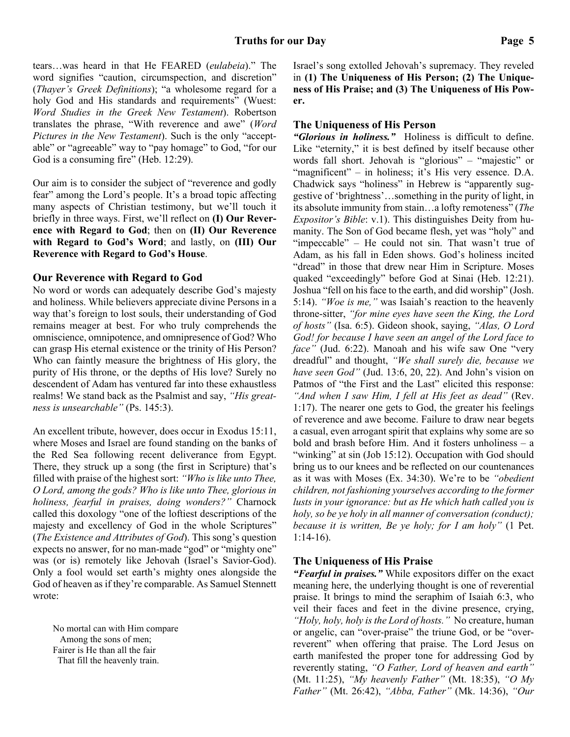tears…was heard in that He FEARED (*eulabeia*)." The word signifies "caution, circumspection, and discretion" (*Thayer's Greek Definitions*); "a wholesome regard for a holy God and His standards and requirements" (Wuest: *Word Studies in the Greek New Testament*). Robertson translates the phrase, "With reverence and awe" (*Word Pictures in the New Testament*). Such is the only "acceptable" or "agreeable" way to "pay homage" to God, "for our God is a consuming fire" (Heb. 12:29).

Our aim is to consider the subject of "reverence and godly fear" among the Lord's people. It's a broad topic affecting many aspects of Christian testimony, but we'll touch it briefly in three ways. First, we'll reflect on **(I) Our Reverence with Regard to God**; then on **(II) Our Reverence with Regard to God's Word**; and lastly, on **(III) Our Reverence with Regard to God's House**.

### Our Reverence with Regard to God

No word or words can adequately describe God's majesty and holiness. While believers appreciate divine Persons in a way that's foreign to lost souls, their understanding of God remains meager at best. For who truly comprehends the omniscience, omnipotence, and omnipresence of God? Who can grasp His eternal existence or the trinity of His Person? Who can faintly measure the brightness of His glory, the purity of His throne, or the depths of His love? Surely no descendent of Adam has ventured far into these exhaustless realms! We stand back as the Psalmist and say, *"His greatness is unsearchable"* (Ps. 145:3).

An excellent tribute, however, does occur in Exodus 15:11, where Moses and Israel are found standing on the banks of the Red Sea following recent deliverance from Egypt. There, they struck up a song (the first in Scripture) that's filled with praise of the highest sort: *"Who is like unto Thee, O Lord, among the gods? Who is like unto Thee, glorious in holiness, fearful in praises, doing wonders?"* Charnock called this doxology "one of the loftiest descriptions of the majesty and excellency of God in the whole Scriptures" (*The Existence and Attributes of God*). This song's question expects no answer, for no man-made "god" or "mighty one" was (or is) remotely like Jehovah (Israel's Savior-God). Only a fool would set earth's mighty ones alongside the God of heaven as if they're comparable. As Samuel Stennett wrote:

> No mortal can with Him compare
> Among the sons of men;
> Fairer is He than all the fair
> That fill the heavenly train.

Israel's song extolled Jehovah's supremacy. They reveled in **(1) The Uniqueness of His Person; (2) The Uniqueness of His Praise; and (3) The Uniqueness of His Power.**

### The Uniqueness of His Person

***"Glorious in holiness."*** Holiness is difficult to define. Like "eternity," it is best defined by itself because other words fall short. Jehovah is "glorious" – "majestic" or "magnificent" – in holiness; it's His very essence. D.A. Chadwick says "holiness" in Hebrew is "apparently suggestive of 'brightness'…something in the purity of light, in its absolute immunity from stain…a lofty remoteness" (*The Expositor's Bible*: v.1). This distinguishes Deity from humanity. The Son of God became flesh, yet was "holy" and "impeccable" – He could not sin. That wasn't true of Adam, as his fall in Eden shows. God's holiness incited "dread" in those that drew near Him in Scripture. Moses quaked "exceedingly" before God at Sinai (Heb. 12:21). Joshua "fell on his face to the earth, and did worship" (Josh. 5:14). *"Woe is me,"* was Isaiah's reaction to the heavenly throne-sitter, *"for mine eyes have seen the King, the Lord of hosts"* (Isa. 6:5). Gideon shook, saying, *"Alas, O Lord God! for because I have seen an angel of the Lord face to face"* (Jud. 6:22). Manoah and his wife saw One "very dreadful" and thought, *"We shall surely die, because we have seen God"* (Jud. 13:6, 20, 22). And John's vision on Patmos of "the First and the Last" elicited this response: *"And when I saw Him, I fell at His feet as dead"* (Rev. 1:17). The nearer one gets to God, the greater his feelings of reverence and awe become. Failure to draw near begets a casual, even arrogant spirit that explains why some are so bold and brash before Him. And it fosters unholiness – a "winking" at sin (Job 15:12). Occupation with God should bring us to our knees and be reflected on our countenances as it was with Moses (Ex. 34:30). We're to be *"obedient children, not fashioning yourselves according to the former lusts in your ignorance: but as He which hath called you is holy, so be ye holy in all manner of conversation (conduct); because it is written, Be ye holy; for I am holy"* (1 Pet. 1:14-16).

### The Uniqueness of His Praise

***"Fearful in praises."*** While expositors differ on the exact meaning here, the underlying thought is one of reverential praise. It brings to mind the seraphim of Isaiah 6:3, who veil their faces and feet in the divine presence, crying, *"Holy, holy, holy is the Lord of hosts."* No creature, human or angelic, can "over-praise" the triune God, or be "over-reverent" when offering that praise. The Lord Jesus on earth manifested the proper tone for addressing God by reverently stating, *"O Father, Lord of heaven and earth"* (Mt. 11:25), *"My heavenly Father"* (Mt. 18:35), *"O My Father"* (Mt. 26:42), *"Abba, Father"* (Mk. 14:36), *"Our*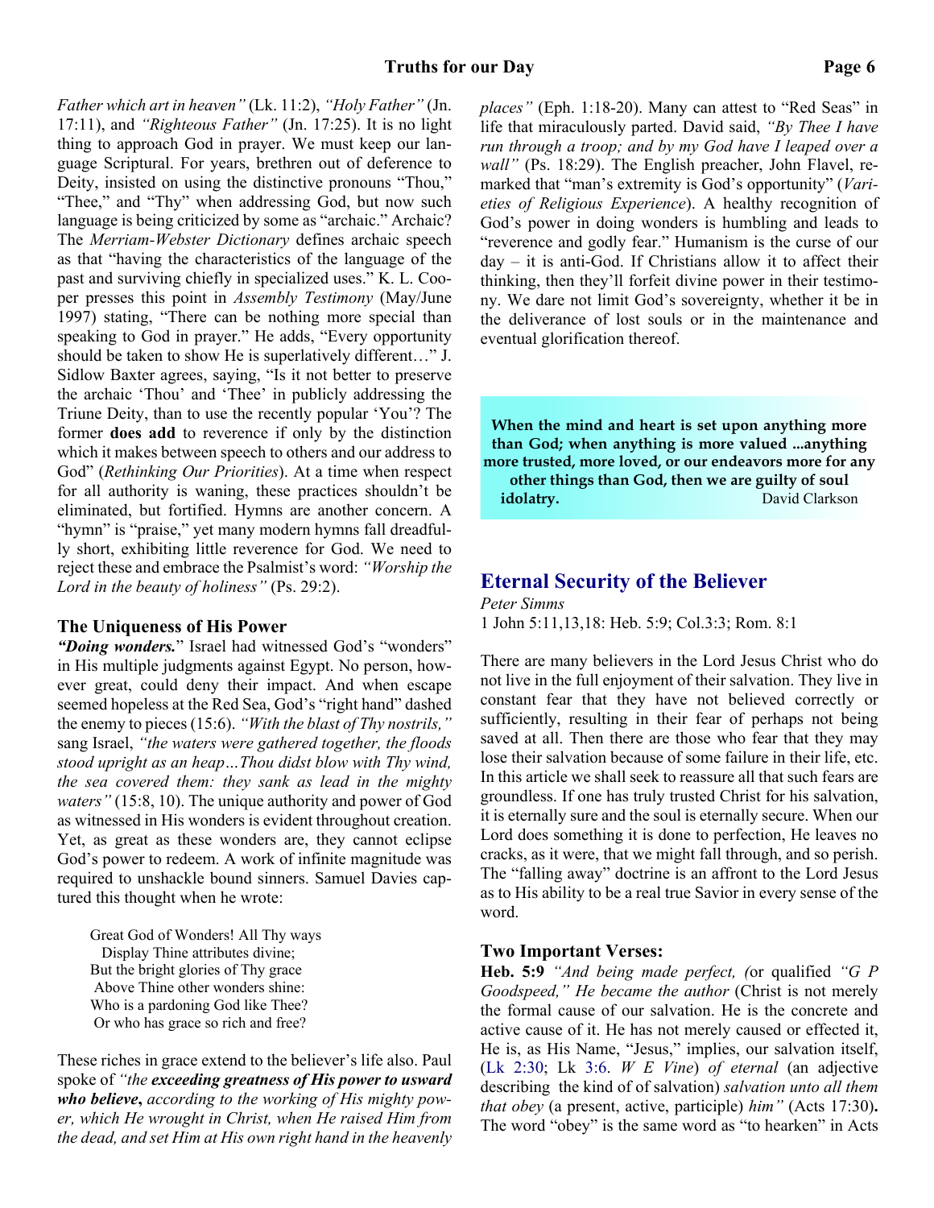*Father which art in heaven"* (Lk. 11:2), *"Holy Father"* (Jn. 17:11), and *"Righteous Father"* (Jn. 17:25). It is no light thing to approach God in prayer. We must keep our language Scriptural. For years, brethren out of deference to Deity, insisted on using the distinctive pronouns "Thou," "Thee," and "Thy" when addressing God, but now such language is being criticized by some as "archaic." Archaic? The *Merriam-Webster Dictionary* defines archaic speech as that "having the characteristics of the language of the past and surviving chiefly in specialized uses." K. L. Cooper presses this point in *Assembly Testimony* (May/June 1997) stating, "There can be nothing more special than speaking to God in prayer." He adds, "Every opportunity should be taken to show He is superlatively different…" J. Sidlow Baxter agrees, saying, "Is it not better to preserve the archaic 'Thou' and 'Thee' in publicly addressing the Triune Deity, than to use the recently popular 'You'? The former **does add** to reverence if only by the distinction which it makes between speech to others and our address to God" (*Rethinking Our Priorities*). At a time when respect for all authority is waning, these practices shouldn't be eliminated, but fortified. Hymns are another concern. A "hymn" is "praise," yet many modern hymns fall dreadfully short, exhibiting little reverence for God. We need to reject these and embrace the Psalmist's word: *"Worship the Lord in the beauty of holiness"* (Ps. 29:2).

### The Uniqueness of His Power

***"Doing wonders.*"** Israel had witnessed God's "wonders" in His multiple judgments against Egypt. No person, however great, could deny their impact. And when escape seemed hopeless at the Red Sea, God's "right hand" dashed the enemy to pieces (15:6). *"With the blast of Thy nostrils,"* sang Israel, *"the waters were gathered together, the floods stood upright as an heap…Thou didst blow with Thy wind, the sea covered them: they sank as lead in the mighty waters"* (15:8, 10). The unique authority and power of God as witnessed in His wonders is evident throughout creation. Yet, as great as these wonders are, they cannot eclipse God's power to redeem. A work of infinite magnitude was required to unshackle bound sinners. Samuel Davies captured this thought when he wrote:

> Great God of Wonders! All Thy ways
> Display Thine attributes divine;
> But the bright glories of Thy grace
> Above Thine other wonders shine:
> Who is a pardoning God like Thee?
> Or who has grace so rich and free?

These riches in grace extend to the believer's life also. Paul spoke of *"the* ***exceeding greatness of His power to usward who believe****, according to the working of His mighty power, which He wrought in Christ, when He raised Him from the dead, and set Him at His own right hand in the heavenly places"* (Eph. 1:18-20). Many can attest to "Red Seas" in life that miraculously parted. David said, *"By Thee I have run through a troop; and by my God have I leaped over a wall"* (Ps. 18:29). The English preacher, John Flavel, remarked that "man's extremity is God's opportunity" (*Varieties of Religious Experience*). A healthy recognition of God's power in doing wonders is humbling and leads to "reverence and godly fear." Humanism is the curse of our day – it is anti-God. If Christians allow it to affect their thinking, then they'll forfeit divine power in their testimony. We dare not limit God's sovereignty, whether it be in the deliverance of lost souls or in the maintenance and eventual glorification thereof.

> **When the mind and heart is set upon anything more than God; when anything is more valued ...anything more trusted, more loved, or our endeavors more for any other things than God, then we are guilty of soul idolatry.** David Clarkson

## Eternal Security of the Believer

*Peter Simms*

1 John 5:11,13,18: Heb. 5:9; Col.3:3; Rom. 8:1

There are many believers in the Lord Jesus Christ who do not live in the full enjoyment of their salvation. They live in constant fear that they have not believed correctly or sufficiently, resulting in their fear of perhaps not being saved at all. Then there are those who fear that they may lose their salvation because of some failure in their life, etc. In this article we shall seek to reassure all that such fears are groundless. If one has truly trusted Christ for his salvation, it is eternally sure and the soul is eternally secure. When our Lord does something it is done to perfection, He leaves no cracks, as it were, that we might fall through, and so perish. The "falling away" doctrine is an affront to the Lord Jesus as to His ability to be a real true Savior in every sense of the word.

### Two Important Verses:

**Heb. 5:9** *"And being made perfect, (*or qualified *"G P Goodspeed," He became the author* (Christ is not merely the formal cause of our salvation. He is the concrete and active cause of it. He has not merely caused or effected it, He is, as His Name, "Jesus," implies, our salvation itself, (Lk 2:30; Lk 3:6. *W E Vine*) *of eternal* (an adjective describing the kind of of salvation) *salvation unto all them that obey* (a present, active, participle) *him"* (Acts 17:30)**.** The word "obey" is the same word as "to hearken" in Acts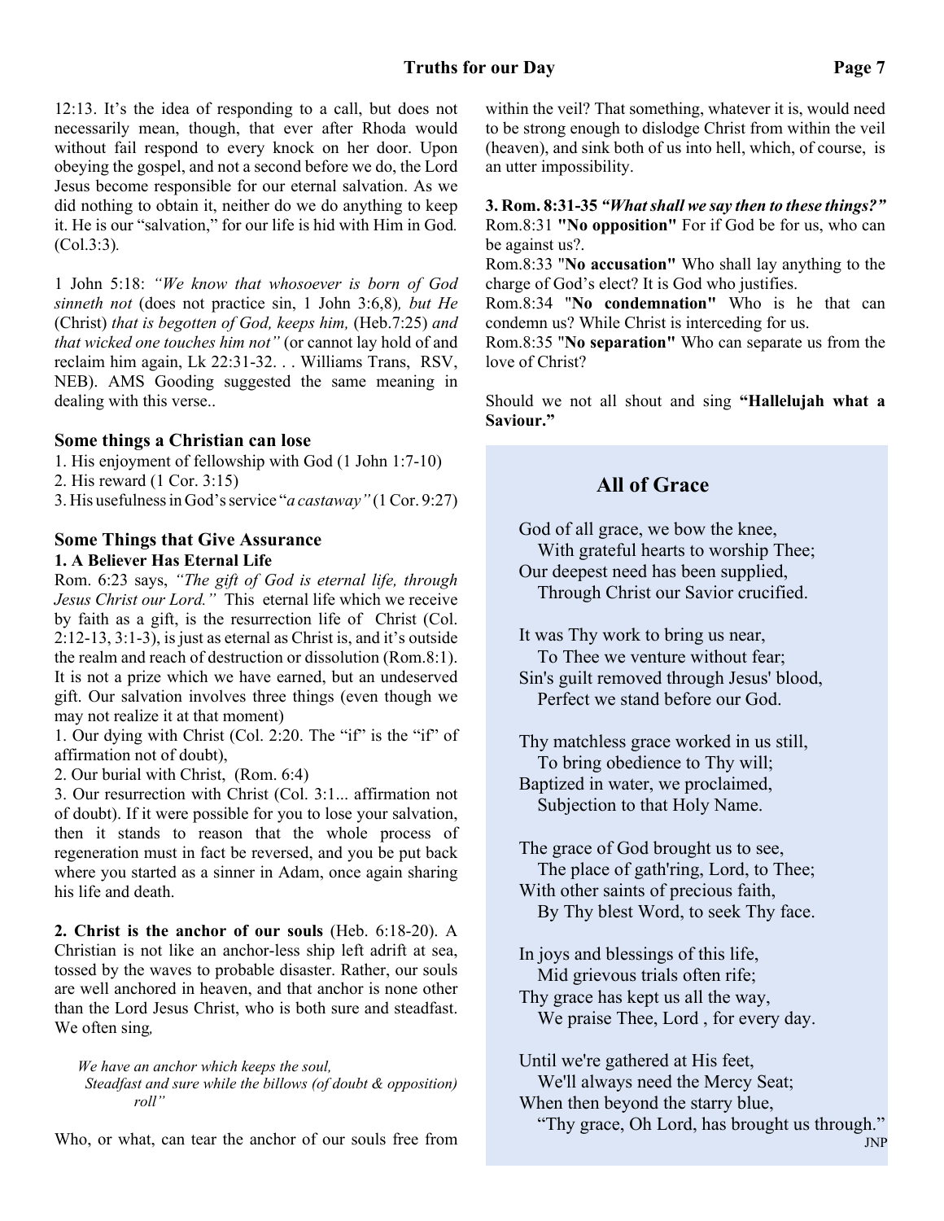12:13. It's the idea of responding to a call, but does not necessarily mean, though, that ever after Rhoda would without fail respond to every knock on her door. Upon obeying the gospel, and not a second before we do, the Lord Jesus become responsible for our eternal salvation. As we did nothing to obtain it, neither do we do anything to keep it. He is our "salvation," for our life is hid with Him in God. (Col.3:3).

1 John 5:18: *"We know that whosoever is born of God sinneth not* (does not practice sin, 1 John 3:6,8)*, but He* (Christ) *that is begotten of God, keeps him,* (Heb.7:25) *and that wicked one touches him not"* (or cannot lay hold of and reclaim him again, Lk 22:31-32. . . Williams Trans, RSV, NEB). AMS Gooding suggested the same meaning in dealing with this verse..

### Some things a Christian can lose

1. His enjoyment of fellowship with God (1 John 1:7-10)
2. His reward (1 Cor. 3:15)
3. His usefulness in God's service "*a castaway"* (1 Cor. 9:27)

### Some Things that Give Assurance

**1. A Believer Has Eternal Life**

Rom. 6:23 says, *"The gift of God is eternal life, through Jesus Christ our Lord."* This eternal life which we receive by faith as a gift, is the resurrection life of Christ (Col. 2:12-13, 3:1-3), is just as eternal as Christ is, and it's outside the realm and reach of destruction or dissolution (Rom.8:1). It is not a prize which we have earned, but an undeserved gift. Our salvation involves three things (even though we may not realize it at that moment)

1. Our dying with Christ (Col. 2:20. The "if" is the "if" of affirmation not of doubt),
2. Our burial with Christ, (Rom. 6:4)
3. Our resurrection with Christ (Col. 3:1... affirmation not of doubt). If it were possible for you to lose your salvation, then it stands to reason that the whole process of regeneration must in fact be reversed, and you be put back where you started as a sinner in Adam, once again sharing his life and death.

**2. Christ is the anchor of our souls** (Heb. 6:18-20). A Christian is not like an anchor-less ship left adrift at sea, tossed by the waves to probable disaster. Rather, our souls are well anchored in heaven, and that anchor is none other than the Lord Jesus Christ, who is both sure and steadfast. We often sing*,*

> *We have an anchor which keeps the soul,*
> *Steadfast and sure while the billows (of doubt & opposition) roll"*

Who, or what, can tear the anchor of our souls free from within the veil? That something, whatever it is, would need to be strong enough to dislodge Christ from within the veil (heaven), and sink both of us into hell, which, of course, is an utter impossibility.

**3. Rom. 8:31-35** ***"What shall we say then to these things?"***
Rom.8:31 **"No opposition"** For if God be for us, who can be against us?.
Rom.8:33 "**No accusation"** Who shall lay anything to the charge of God's elect? It is God who justifies.
Rom.8:34 "**No condemnation"** Who is he that can condemn us? While Christ is interceding for us.
Rom.8:35 "**No separation"** Who can separate us from the love of Christ?

Should we not all shout and sing **"Hallelujah what a Saviour."**

## All of Grace

God of all grace, we bow the knee,
With grateful hearts to worship Thee;
Our deepest need has been supplied,
Through Christ our Savior crucified.

It was Thy work to bring us near,
To Thee we venture without fear;
Sin's guilt removed through Jesus' blood,
Perfect we stand before our God.

Thy matchless grace worked in us still,
To bring obedience to Thy will;
Baptized in water, we proclaimed,
Subjection to that Holy Name.

The grace of God brought us to see,
The place of gath'ring, Lord, to Thee;
With other saints of precious faith,
By Thy blest Word, to seek Thy face.

In joys and blessings of this life,
Mid grievous trials often rife;
Thy grace has kept us all the way,
We praise Thee, Lord , for every day.

Until we're gathered at His feet,
We'll always need the Mercy Seat;
When then beyond the starry blue,
"Thy grace, Oh Lord, has brought us through."

JNP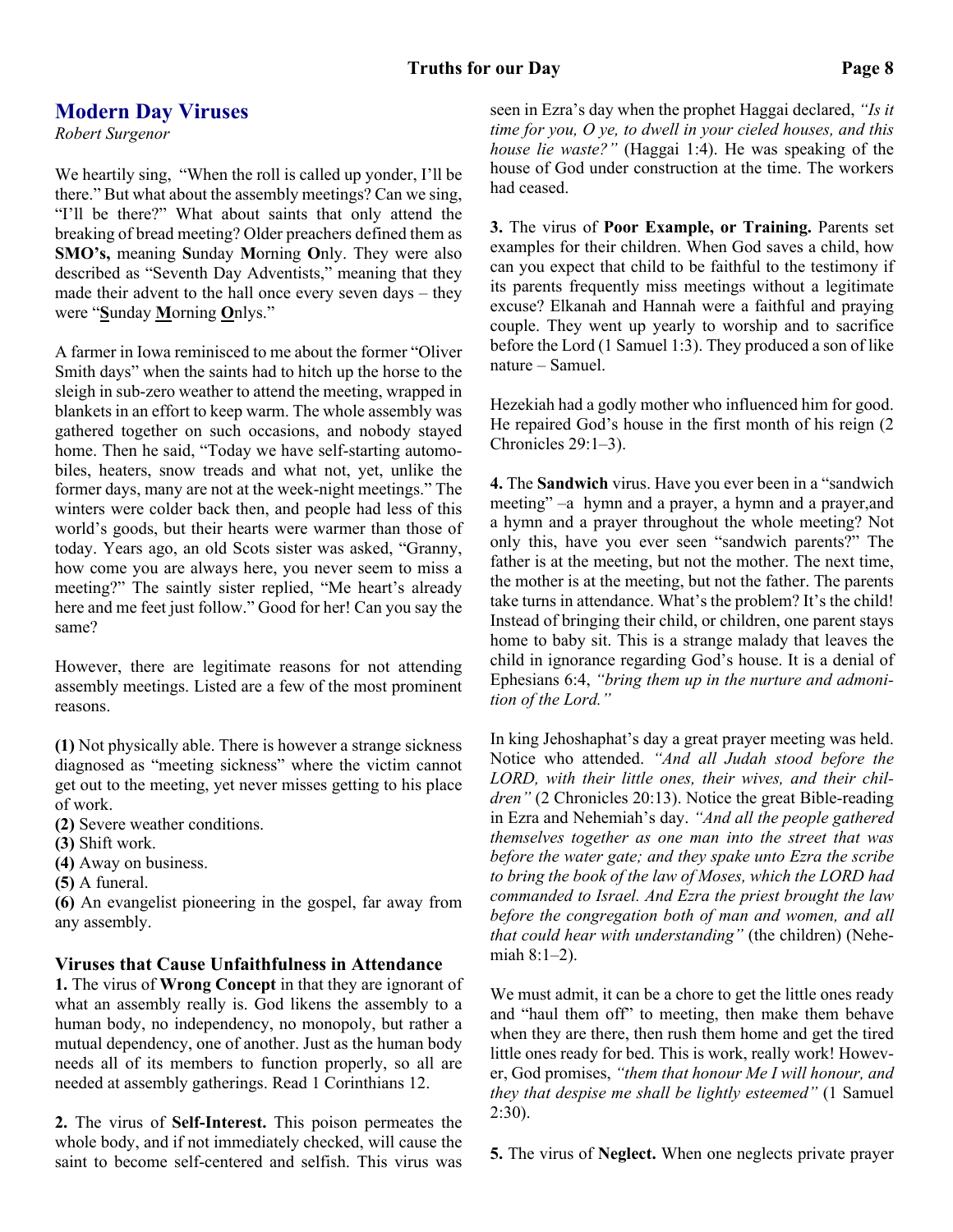## Modern Day Viruses

*Robert Surgenor*

We heartily sing, "When the roll is called up yonder, I'll be there." But what about the assembly meetings? Can we sing, "I'll be there?" What about saints that only attend the breaking of bread meeting? Older preachers defined them as **SMO's,** meaning **S**unday **M**orning **O**nly. They were also described as "Seventh Day Adventists," meaning that they made their advent to the hall once every seven days – they were "**S**unday **M**orning **O**nlys."

A farmer in Iowa reminisced to me about the former "Oliver Smith days" when the saints had to hitch up the horse to the sleigh in sub-zero weather to attend the meeting, wrapped in blankets in an effort to keep warm. The whole assembly was gathered together on such occasions, and nobody stayed home. Then he said, "Today we have self-starting automobiles, heaters, snow treads and what not, yet, unlike the former days, many are not at the week-night meetings." The winters were colder back then, and people had less of this world's goods, but their hearts were warmer than those of today. Years ago, an old Scots sister was asked, "Granny, how come you are always here, you never seem to miss a meeting?" The saintly sister replied, "Me heart's already here and me feet just follow." Good for her! Can you say the same?

However, there are legitimate reasons for not attending assembly meetings. Listed are a few of the most prominent reasons.

**(1)** Not physically able. There is however a strange sickness diagnosed as "meeting sickness" where the victim cannot get out to the meeting, yet never misses getting to his place of work.
**(2)** Severe weather conditions.
**(3)** Shift work.
**(4)** Away on business.
**(5)** A funeral.
**(6)** An evangelist pioneering in the gospel, far away from any assembly.

### Viruses that Cause Unfaithfulness in Attendance

**1.** The virus of **Wrong Concept** in that they are ignorant of what an assembly really is. God likens the assembly to a human body, no independency, no monopoly, but rather a mutual dependency, one of another. Just as the human body needs all of its members to function properly, so all are needed at assembly gatherings. Read 1 Corinthians 12.

**2.** The virus of **Self-Interest.** This poison permeates the whole body, and if not immediately checked, will cause the saint to become self-centered and selfish. This virus was seen in Ezra's day when the prophet Haggai declared, *"Is it time for you, O ye, to dwell in your cieled houses, and this house lie waste?"* (Haggai 1:4). He was speaking of the house of God under construction at the time. The workers had ceased.

**3.** The virus of **Poor Example, or Training.** Parents set examples for their children. When God saves a child, how can you expect that child to be faithful to the testimony if its parents frequently miss meetings without a legitimate excuse? Elkanah and Hannah were a faithful and praying couple. They went up yearly to worship and to sacrifice before the Lord (1 Samuel 1:3). They produced a son of like nature – Samuel.

Hezekiah had a godly mother who influenced him for good. He repaired God's house in the first month of his reign (2 Chronicles 29:1–3).

**4.** The **Sandwich** virus. Have you ever been in a "sandwich meeting" –a hymn and a prayer, a hymn and a prayer,and a hymn and a prayer throughout the whole meeting? Not only this, have you ever seen "sandwich parents?" The father is at the meeting, but not the mother. The next time, the mother is at the meeting, but not the father. The parents take turns in attendance. What's the problem? It's the child! Instead of bringing their child, or children, one parent stays home to baby sit. This is a strange malady that leaves the child in ignorance regarding God's house. It is a denial of Ephesians 6:4, *"bring them up in the nurture and admonition of the Lord."*

In king Jehoshaphat's day a great prayer meeting was held. Notice who attended. *"And all Judah stood before the LORD, with their little ones, their wives, and their children"* (2 Chronicles 20:13). Notice the great Bible-reading in Ezra and Nehemiah's day. *"And all the people gathered themselves together as one man into the street that was before the water gate; and they spake unto Ezra the scribe to bring the book of the law of Moses, which the LORD had commanded to Israel. And Ezra the priest brought the law before the congregation both of man and women, and all that could hear with understanding"* (the children) (Nehemiah 8:1–2).

We must admit, it can be a chore to get the little ones ready and "haul them off" to meeting, then make them behave when they are there, then rush them home and get the tired little ones ready for bed. This is work, really work! However, God promises, *"them that honour Me I will honour, and they that despise me shall be lightly esteemed"* (1 Samuel 2:30).

**5.** The virus of **Neglect.** When one neglects private prayer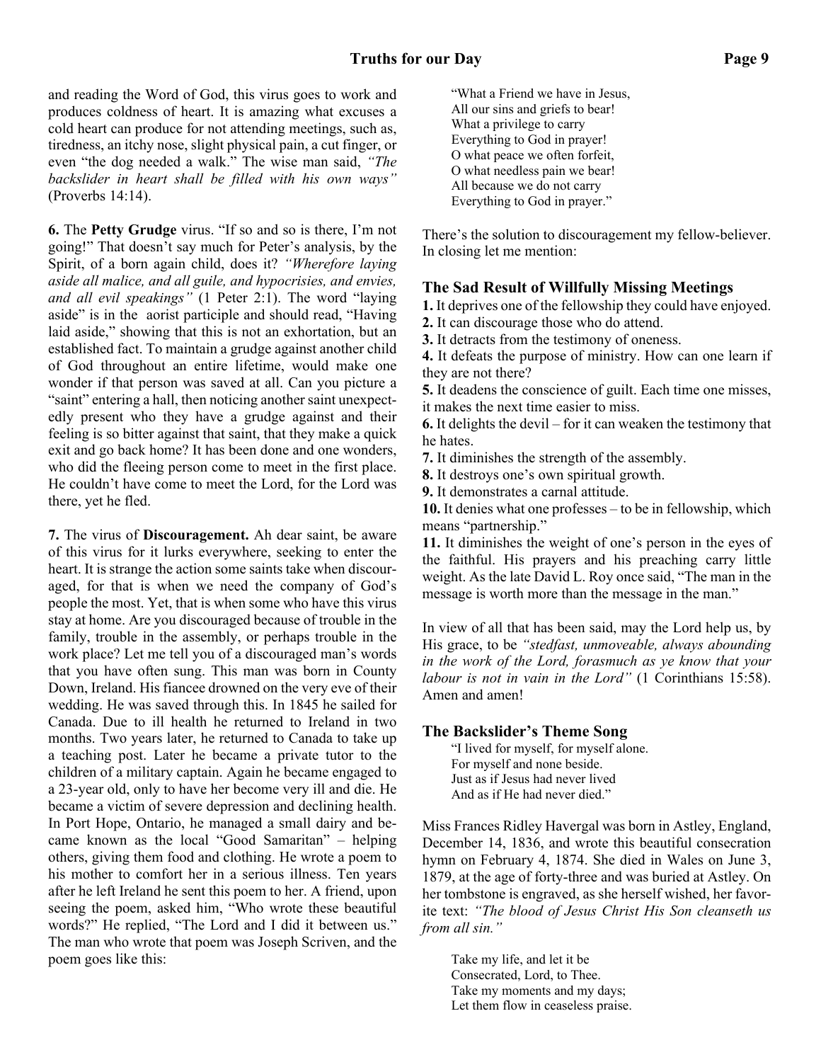and reading the Word of God, this virus goes to work and produces coldness of heart. It is amazing what excuses a cold heart can produce for not attending meetings, such as, tiredness, an itchy nose, slight physical pain, a cut finger, or even "the dog needed a walk." The wise man said, *"The backslider in heart shall be filled with his own ways"* (Proverbs 14:14).

**6.** The **Petty Grudge** virus. "If so and so is there, I'm not going!" That doesn't say much for Peter's analysis, by the Spirit, of a born again child, does it? *"Wherefore laying aside all malice, and all guile, and hypocrisies, and envies, and all evil speakings"* (1 Peter 2:1). The word "laying aside" is in the aorist participle and should read, "Having laid aside," showing that this is not an exhortation, but an established fact. To maintain a grudge against another child of God throughout an entire lifetime, would make one wonder if that person was saved at all. Can you picture a "saint" entering a hall, then noticing another saint unexpectedly present who they have a grudge against and their feeling is so bitter against that saint, that they make a quick exit and go back home? It has been done and one wonders, who did the fleeing person come to meet in the first place. He couldn't have come to meet the Lord, for the Lord was there, yet he fled.

**7.** The virus of **Discouragement.** Ah dear saint, be aware of this virus for it lurks everywhere, seeking to enter the heart. It is strange the action some saints take when discouraged, for that is when we need the company of God's people the most. Yet, that is when some who have this virus stay at home. Are you discouraged because of trouble in the family, trouble in the assembly, or perhaps trouble in the work place? Let me tell you of a discouraged man's words that you have often sung. This man was born in County Down, Ireland. His fiancee drowned on the very eve of their wedding. He was saved through this. In 1845 he sailed for Canada. Due to ill health he returned to Ireland in two months. Two years later, he returned to Canada to take up a teaching post. Later he became a private tutor to the children of a military captain. Again he became engaged to a 23-year old, only to have her become very ill and die. He became a victim of severe depression and declining health. In Port Hope, Ontario, he managed a small dairy and became known as the local "Good Samaritan" – helping others, giving them food and clothing. He wrote a poem to his mother to comfort her in a serious illness. Ten years after he left Ireland he sent this poem to her. A friend, upon seeing the poem, asked him, "Who wrote these beautiful words?" He replied, "The Lord and I did it between us." The man who wrote that poem was Joseph Scriven, and the poem goes like this:

> "What a Friend we have in Jesus,
> All our sins and griefs to bear!
> What a privilege to carry
> Everything to God in prayer!
> O what peace we often forfeit,
> O what needless pain we bear!
> All because we do not carry
> Everything to God in prayer."

There's the solution to discouragement my fellow-believer. In closing let me mention:

### The Sad Result of Willfully Missing Meetings

**1.** It deprives one of the fellowship they could have enjoyed.
**2.** It can discourage those who do attend.
**3.** It detracts from the testimony of oneness.
**4.** It defeats the purpose of ministry. How can one learn if they are not there?
**5.** It deadens the conscience of guilt. Each time one misses, it makes the next time easier to miss.
**6.** It delights the devil – for it can weaken the testimony that he hates.
**7.** It diminishes the strength of the assembly.
**8.** It destroys one's own spiritual growth.
**9.** It demonstrates a carnal attitude.
**10.** It denies what one professes – to be in fellowship, which means "partnership."
**11.** It diminishes the weight of one's person in the eyes of the faithful. His prayers and his preaching carry little weight. As the late David L. Roy once said, "The man in the message is worth more than the message in the man."

In view of all that has been said, may the Lord help us, by His grace, to be *"stedfast, unmoveable, always abounding in the work of the Lord, forasmuch as ye know that your labour is not in vain in the Lord"* (1 Corinthians 15:58). Amen and amen!

### The Backslider's Theme Song

> "I lived for myself, for myself alone.
> For myself and none beside.
> Just as if Jesus had never lived
> And as if He had never died."

Miss Frances Ridley Havergal was born in Astley, England, December 14, 1836, and wrote this beautiful consecration hymn on February 4, 1874. She died in Wales on June 3, 1879, at the age of forty-three and was buried at Astley. On her tombstone is engraved, as she herself wished, her favorite text: *"The blood of Jesus Christ His Son cleanseth us from all sin."*

> Take my life, and let it be
> Consecrated, Lord, to Thee.
> Take my moments and my days;
> Let them flow in ceaseless praise.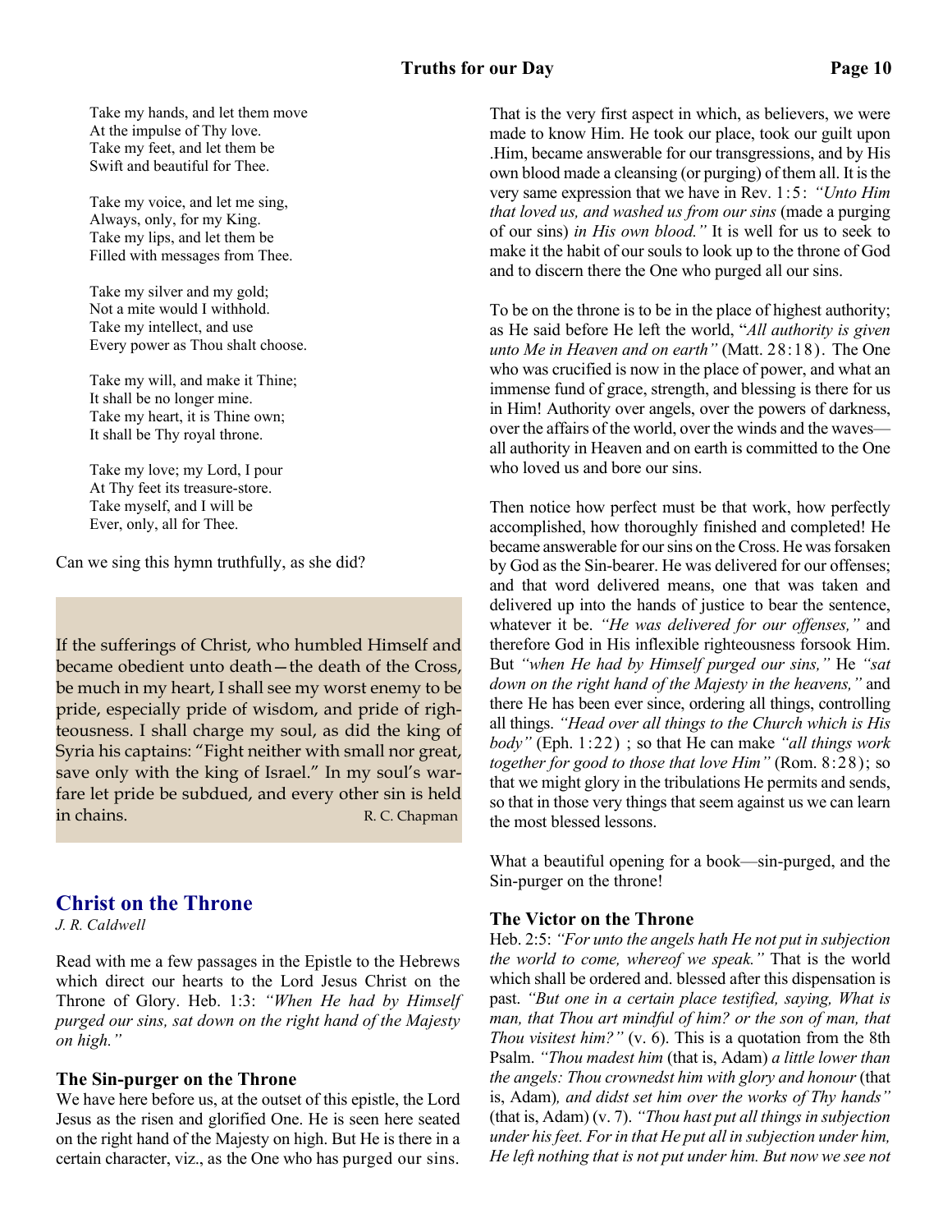Take my hands, and let them move
At the impulse of Thy love.
Take my feet, and let them be
Swift and beautiful for Thee.

Take my voice, and let me sing,
Always, only, for my King.
Take my lips, and let them be
Filled with messages from Thee.

Take my silver and my gold;
Not a mite would I withhold.
Take my intellect, and use
Every power as Thou shalt choose.

Take my will, and make it Thine;
It shall be no longer mine.
Take my heart, it is Thine own;
It shall be Thy royal throne.

Take my love; my Lord, I pour
At Thy feet its treasure-store.
Take myself, and I will be
Ever, only, all for Thee.

Can we sing this hymn truthfully, as she did?

> If the sufferings of Christ, who humbled Himself and became obedient unto death—the death of the Cross, be much in my heart, I shall see my worst enemy to be pride, especially pride of wisdom, and pride of righteousness. I shall charge my soul, as did the king of Syria his captains: "Fight neither with small nor great, save only with the king of Israel." In my soul's warfare let pride be subdued, and every other sin is held in chains. R. C. Chapman

## Christ on the Throne

*J. R. Caldwell*

Read with me a few passages in the Epistle to the Hebrews which direct our hearts to the Lord Jesus Christ on the Throne of Glory. Heb. 1:3: *"When He had by Himself purged our sins, sat down on the right hand of the Majesty on high."*

### The Sin-purger on the Throne

We have here before us, at the outset of this epistle, the Lord Jesus as the risen and glorified One. He is seen here seated on the right hand of the Majesty on high. But He is there in a certain character, viz., as the One who has purged our sins. That is the very first aspect in which, as believers, we were made to know Him. He took our place, took our guilt upon .Him, became answerable for our transgressions, and by His own blood made a cleansing (or purging) of them all. It is the very same expression that we have in Rev. 1:5: *"Unto Him that loved us, and washed us from our sins* (made a purging of our sins) *in His own blood."* It is well for us to seek to make it the habit of our souls to look up to the throne of God and to discern there the One who purged all our sins.

To be on the throne is to be in the place of highest authority; as He said before He left the world, "*All authority is given unto Me in Heaven and on earth"* (Matt. 28:18). The One who was crucified is now in the place of power, and what an immense fund of grace, strength, and blessing is there for us in Him! Authority over angels, over the powers of darkness, over the affairs of the world, over the winds and the waves—all authority in Heaven and on earth is committed to the One who loved us and bore our sins.

Then notice how perfect must be that work, how perfectly accomplished, how thoroughly finished and completed! He became answerable for our sins on the Cross. He was forsaken by God as the Sin-bearer. He was delivered for our offenses; and that word delivered means, one that was taken and delivered up into the hands of justice to bear the sentence, whatever it be. *"He was delivered for our offenses,"* and therefore God in His inflexible righteousness forsook Him. But *"when He had by Himself purged our sins,"* He *"sat down on the right hand of the Majesty in the heavens,"* and there He has been ever since, ordering all things, controlling all things. *"Head over all things to the Church which is His body"* (Eph. 1:22) ; so that He can make *"all things work together for good to those that love Him"* (Rom. 8:28); so that we might glory in the tribulations He permits and sends, so that in those very things that seem against us we can learn the most blessed lessons.

What a beautiful opening for a book—sin-purged, and the Sin-purger on the throne!

### The Victor on the Throne

Heb. 2:5: *"For unto the angels hath He not put in subjection the world to come, whereof we speak."* That is the world which shall be ordered and. blessed after this dispensation is past. *"But one in a certain place testified, saying, What is man, that Thou art mindful of him? or the son of man, that Thou visitest him?"* (v. 6). This is a quotation from the 8th Psalm. *"Thou madest him* (that is, Adam) *a little lower than the angels: Thou crownedst him with glory and honour* (that is, Adam)*, and didst set him over the works of Thy hands"* (that is, Adam) (v. 7). *"Thou hast put all things in subjection under his feet. For in that He put all in subjection under him, He left nothing that is not put under him. But now we see not*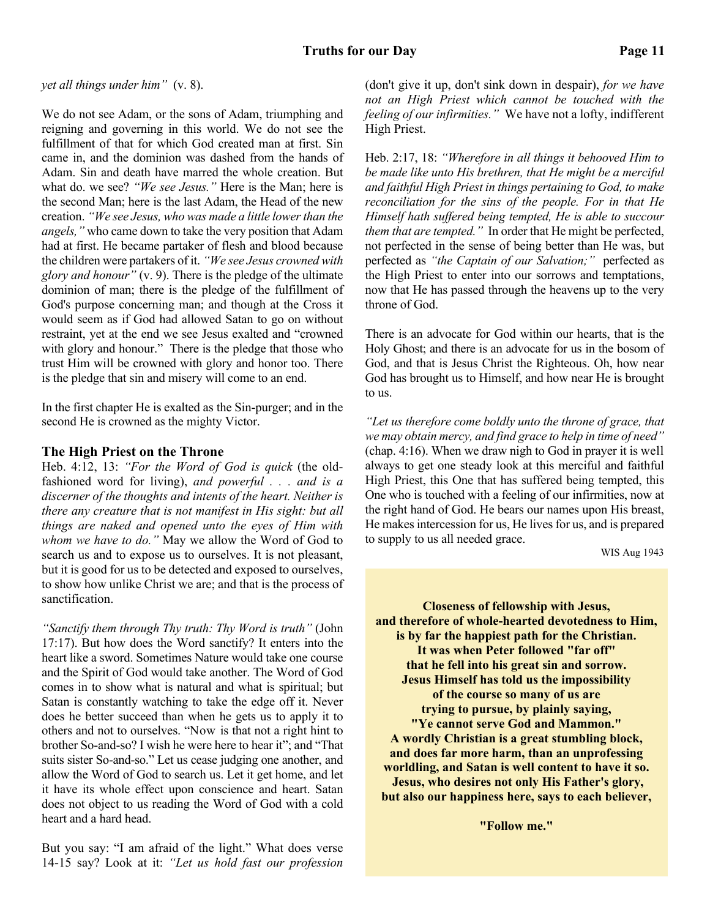*yet all things under him"* (v. 8).

We do not see Adam, or the sons of Adam, triumphing and reigning and governing in this world. We do not see the fulfillment of that for which God created man at first. Sin came in, and the dominion was dashed from the hands of Adam. Sin and death have marred the whole creation. But what do. we see? *"We see Jesus."* Here is the Man; here is the second Man; here is the last Adam, the Head of the new creation. *"We see Jesus, who was made a little lower than the angels,"* who came down to take the very position that Adam had at first. He became partaker of flesh and blood because the children were partakers of it. *"We see Jesus crowned with glory and honour"* (v. 9). There is the pledge of the ultimate dominion of man; there is the pledge of the fulfillment of God's purpose concerning man; and though at the Cross it would seem as if God had allowed Satan to go on without restraint, yet at the end we see Jesus exalted and "crowned with glory and honour." There is the pledge that those who trust Him will be crowned with glory and honor too. There is the pledge that sin and misery will come to an end.

In the first chapter He is exalted as the Sin-purger; and in the second He is crowned as the mighty Victor.

### The High Priest on the Throne

Heb. 4:12, 13: *"For the Word of God is quick* (the old-fashioned word for living), *and powerful . . . and is a discerner of the thoughts and intents of the heart. Neither is there any creature that is not manifest in His sight: but all things are naked and opened unto the eyes of Him with whom we have to do."* May we allow the Word of God to search us and to expose us to ourselves. It is not pleasant, but it is good for us to be detected and exposed to ourselves, to show how unlike Christ we are; and that is the process of sanctification.

*"Sanctify them through Thy truth: Thy Word is truth"* (John 17:17). But how does the Word sanctify? It enters into the heart like a sword. Sometimes Nature would take one course and the Spirit of God would take another. The Word of God comes in to show what is natural and what is spiritual; but Satan is constantly watching to take the edge off it. Never does he better succeed than when he gets us to apply it to others and not to ourselves. "Now is that not a right hint to brother So-and-so? I wish he were here to hear it"; and "That suits sister So-and-so." Let us cease judging one another, and allow the Word of God to search us. Let it get home, and let it have its whole effect upon conscience and heart. Satan does not object to us reading the Word of God with a cold heart and a hard head.

But you say: "I am afraid of the light." What does verse 14-15 say? Look at it: *"Let us hold fast our profession* (don't give it up, don't sink down in despair), *for we have not an High Priest which cannot be touched with the feeling of our infirmities."* We have not a lofty, indifferent High Priest.

Heb. 2:17, 18: *"Wherefore in all things it behooved Him to be made like unto His brethren, that He might be a merciful and faithful High Priest in things pertaining to God, to make reconciliation for the sins of the people. For in that He Himself hath suffered being tempted, He is able to succour them that are tempted."* In order that He might be perfected, not perfected in the sense of being better than He was, but perfected as *"the Captain of our Salvation;"* perfected as the High Priest to enter into our sorrows and temptations, now that He has passed through the heavens up to the very throne of God.

There is an advocate for God within our hearts, that is the Holy Ghost; and there is an advocate for us in the bosom of God, and that is Jesus Christ the Righteous. Oh, how near God has brought us to Himself, and how near He is brought to us.

*"Let us therefore come boldly unto the throne of grace, that we may obtain mercy, and find grace to help in time of need"* (chap. 4:16). When we draw nigh to God in prayer it is well always to get one steady look at this merciful and faithful High Priest, this One that has suffered being tempted, this One who is touched with a feeling of our infirmities, now at the right hand of God. He bears our names upon His breast, He makes intercession for us, He lives for us, and is prepared to supply to us all needed grace.

WIS Aug 1943

**Closeness of fellowship with Jesus,
and therefore of whole-hearted devotedness to Him,
is by far the happiest path for the Christian.
It was when Peter followed "far off"
that he fell into his great sin and sorrow.
Jesus Himself has told us the impossibility
of the course so many of us are
trying to pursue, by plainly saying,
"Ye cannot serve God and Mammon."
A wordly Christian is a great stumbling block,
and does far more harm, than an unprofessing
worldling, and Satan is well content to have it so.
Jesus, who desires not only His Father's glory,
but also our happiness here, says to each believer,**

**"Follow me."**